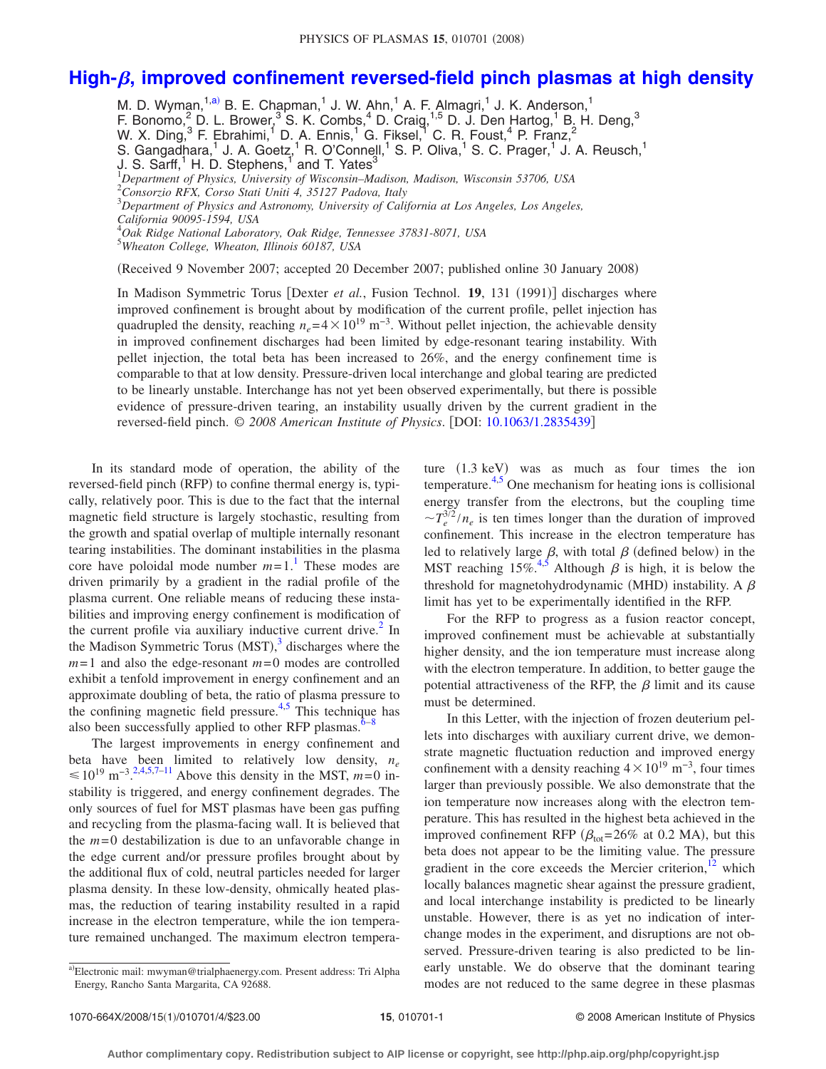# High-$\beta$, improved confinement reversed-field pinch plasmas at high density

M. D. Wyman,[1,a] B. E. Chapman,[1] J. W. Ahn,[1] A. F. Almagri,[1] J. K. Anderson,[1] F. Bonomo,[2] D. L. Brower,[3] S. K. Combs,[4] D. Craig,[1,5] D. J. Den Hartog,[1] B. H. Deng,[3] W. X. Ding,[3] F. Ebrahimi,[1] D. A. Ennis,[1] G. Fiksel,[1] C. R. Foust,[4] P. Franz,[2] S. Gangadhara,[1] J. A. Goetz,[1] R. O'Connell,[1] S. P. Oliva,[1] S. C. Prager,[1] J. A. Reusch,[1] J. S. Sarff,[1] H. D. Stephens,[1] and T. Yates[3]

[1]*Department of Physics, University of Wisconsin–Madison, Madison, Wisconsin 53706, USA*
[2]*Consorzio RFX, Corso Stati Uniti 4, 35127 Padova, Italy*
[3]*Department of Physics and Astronomy, University of California at Los Angeles, Los Angeles, California 90095-1594, USA*
[4]*Oak Ridge National Laboratory, Oak Ridge, Tennessee 37831-8071, USA*
[5]*Wheaton College, Wheaton, Illinois 60187, USA*

(Received 9 November 2007; accepted 20 December 2007; published online 30 January 2008)

In Madison Symmetric Torus [Dexter *et al.*, Fusion Technol. **19**, 131 (1991)] discharges where improved confinement is brought about by modification of the current profile, pellet injection has quadrupled the density, reaching $n_e = 4\times10^{19}$ m$^{-3}$. Without pellet injection, the achievable density in improved confinement discharges had been limited by edge-resonant tearing instability. With pellet injection, the total beta has been increased to 26%, and the energy confinement time is comparable to that at low density. Pressure-driven local interchange and global tearing are predicted to be linearly unstable. Interchange has not yet been observed experimentally, but there is possible evidence of pressure-driven tearing, an instability usually driven by the current gradient in the reversed-field pinch. *© 2008 American Institute of Physics.* [DOI: 10.1063/1.2835439]

In its standard mode of operation, the ability of the reversed-field pinch (RFP) to confine thermal energy is, typically, relatively poor. This is due to the fact that the internal magnetic field structure is largely stochastic, resulting from the growth and spatial overlap of multiple internally resonant tearing instabilities. The dominant instabilities in the plasma core have poloidal mode number $m=1$.[1] These modes are driven primarily by a gradient in the radial profile of the plasma current. One reliable means of reducing these instabilities and improving energy confinement is modification of the current profile via auxiliary inductive current drive.[2] In the Madison Symmetric Torus (MST),[3] discharges where the $m=1$ and also the edge-resonant $m=0$ modes are controlled exhibit a tenfold improvement in energy confinement and an approximate doubling of beta, the ratio of plasma pressure to the confining magnetic field pressure.[4,5] This technique has also been successfully applied to other RFP plasmas.[6–8]

The largest improvements in energy confinement and beta have been limited to relatively low density, $n_e \leq 10^{19}$ m$^{-3}$.[2,4,5,7–11] Above this density in the MST, $m=0$ instability is triggered, and energy confinement degrades. The only sources of fuel for MST plasmas have been gas puffing and recycling from the plasma-facing wall. It is believed that the $m=0$ destabilization is due to an unfavorable change in the edge current and/or pressure profiles brought about by the additional flux of cold, neutral particles needed for larger plasma density. In these low-density, ohmically heated plasmas, the reduction of tearing instability resulted in a rapid increase in the electron temperature, while the ion temperature remained unchanged. The maximum electron temperature (1.3 keV) was as much as four times the ion temperature.[4,5] One mechanism for heating ions is collisional energy transfer from the electrons, but the coupling time $\sim T_e^{3/2}/n_e$ is ten times longer than the duration of improved confinement. This increase in the electron temperature has led to relatively large $\beta$, with total $\beta$ (defined below) in the MST reaching 15%.[4,5] Although $\beta$ is high, it is below the threshold for magnetohydrodynamic (MHD) instability. A $\beta$ limit has yet to be experimentally identified in the RFP.

For the RFP to progress as a fusion reactor concept, improved confinement must be achievable at substantially higher density, and the ion temperature must increase along with the electron temperature. In addition, to better gauge the potential attractiveness of the RFP, the $\beta$ limit and its cause must be determined.

In this Letter, with the injection of frozen deuterium pellets into discharges with auxiliary current drive, we demonstrate magnetic fluctuation reduction and improved energy confinement with a density reaching $4\times10^{19}$ m$^{-3}$, four times larger than previously possible. We also demonstrate that the ion temperature now increases along with the electron temperature. This has resulted in the highest beta achieved in the improved confinement RFP ($\beta_{\text{tot}}=26\%$ at 0.2 MA), but this beta does not appear to be the limiting value. The pressure gradient in the core exceeds the Mercier criterion,[12] which locally balances magnetic shear against the pressure gradient, and local interchange instability is predicted to be linearly unstable. However, there is as yet no indication of interchange modes in the experiment, and disruptions are not observed. Pressure-driven tearing is also predicted to be linearly unstable. We do observe that the dominant tearing modes are not reduced to the same degree in these plasmas

[a]Electronic mail: mwyman@trialphaenergy.com. Present address: Tri Alpha Energy, Rancho Santa Margarita, CA 92688.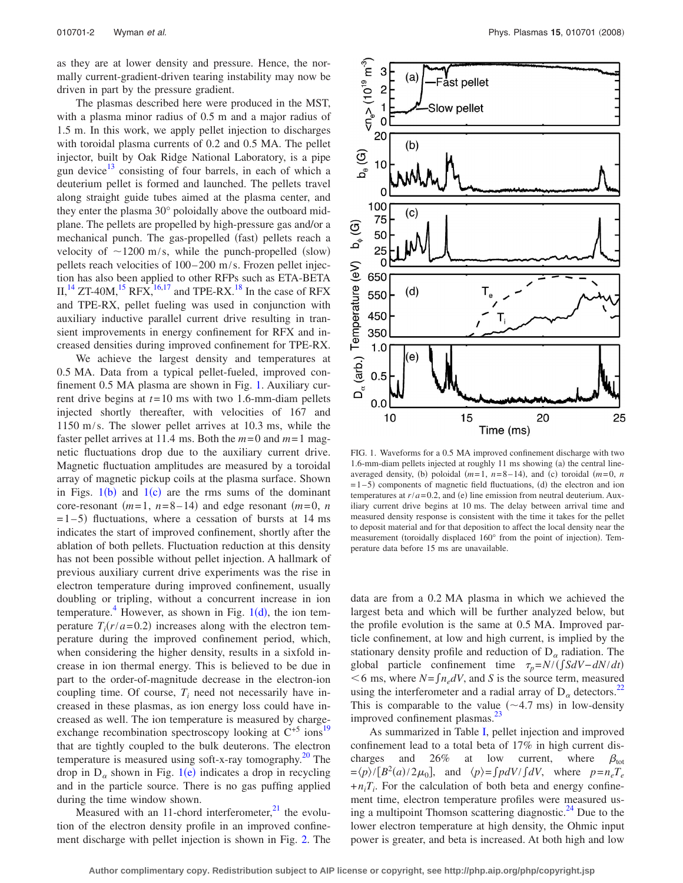as they are at lower density and pressure. Hence, the normally current-gradient-driven tearing instability may now be driven in part by the pressure gradient.

The plasmas described here were produced in the MST, with a plasma minor radius of 0.5 m and a major radius of 1.5 m. In this work, we apply pellet injection to discharges with toroidal plasma currents of 0.2 and 0.5 MA. The pellet injector, built by Oak Ridge National Laboratory, is a pipe gun device[13] consisting of four barrels, in each of which a deuterium pellet is formed and launched. The pellets travel along straight guide tubes aimed at the plasma center, and they enter the plasma 30° poloidally above the outboard midplane. The pellets are propelled by high-pressure gas and/or a mechanical punch. The gas-propelled (fast) pellets reach a velocity of ∼1200 m/s, while the punch-propelled (slow) pellets reach velocities of 100–200 m/s. Frozen pellet injection has also been applied to other RFPs such as ETA-BETA II,[14] ZT-40M,[15] RFX,[16,17] and TPE-RX.[18] In the case of RFX and TPE-RX, pellet fueling was used in conjunction with auxiliary inductive parallel current drive resulting in transient improvements in energy confinement for RFX and increased densities during improved confinement for TPE-RX.

We achieve the largest density and temperatures at 0.5 MA. Data from a typical pellet-fueled, improved confinement 0.5 MA plasma are shown in Fig. 1. Auxiliary current drive begins at $t=10$ ms with two 1.6-mm-diam pellets injected shortly thereafter, with velocities of 167 and 1150 m/s. The slower pellet arrives at 10.3 ms, while the faster pellet arrives at 11.4 ms. Both the $m=0$ and $m=1$ magnetic fluctuations drop due to the auxiliary current drive. Magnetic fluctuation amplitudes are measured by a toroidal array of magnetic pickup coils at the plasma surface. Shown in Figs. 1(b) and 1(c) are the rms sums of the dominant core-resonant ($m=1$, $n=8-14$) and edge resonant ($m=0$, $n=1-5$) fluctuations, where a cessation of bursts at 14 ms indicates the start of improved confinement, shortly after the ablation of both pellets. Fluctuation reduction at this density has not been possible without pellet injection. A hallmark of previous auxiliary current drive experiments was the rise in electron temperature during improved confinement, usually doubling or tripling, without a concurrent increase in ion temperature.[4] However, as shown in Fig. 1(d), the ion temperature $T_i(r/a=0.2)$ increases along with the electron temperature during the improved confinement period, which, when considering the higher density, results in a sixfold increase in ion thermal energy. This is believed to be due in part to the order-of-magnitude decrease in the electron-ion coupling time. Of course, $T_i$ need not necessarily have increased in these plasmas, as ion energy loss could have increased as well. The ion temperature is measured by charge-exchange recombination spectroscopy looking at $C^{+5}$ ions[19] that are tightly coupled to the bulk deuterons. The electron temperature is measured using soft-x-ray tomography.[20] The drop in $D_\alpha$ shown in Fig. 1(e) indicates a drop in recycling and in the particle source. There is no gas puffing applied during the time window shown.

Measured with an 11-chord interferometer,[21] the evolution of the electron density profile in an improved confinement discharge with pellet injection is shown in Fig. 2. The

FIG. 1. Waveforms for a 0.5 MA improved confinement discharge with two 1.6-mm-diam pellets injected at roughly 11 ms showing (a) the central line-averaged density, (b) poloidal ($m=1$, $n=8-14$), and (c) toroidal ($m=0$, $n=1-5$) components of magnetic field fluctuations, (d) the electron and ion temperatures at $r/a=0.2$, and (e) line emission from neutral deuterium. Auxiliary current drive begins at 10 ms. The delay between arrival time and measured density response is consistent with the time it takes for the pellet to deposit material and for that deposition to affect the local density near the measurement (toroidally displaced 160° from the point of injection). Temperature data before 15 ms are unavailable.

data are from a 0.2 MA plasma in which we achieved the largest beta and which will be further analyzed below, but the profile evolution is the same at 0.5 MA. Improved particle confinement, at low and high current, is implied by the stationary density profile and reduction of $D_\alpha$ radiation. The global particle confinement time $\tau_p = N/(\int S dV - dN/dt)$ $<6$ ms, where $N=\int n_e dV$, and $S$ is the source term, measured using the interferometer and a radial array of $D_\alpha$ detectors.[22] This is comparable to the value (∼4.7 ms) in low-density improved confinement plasmas.[23]

As summarized in Table I, pellet injection and improved confinement lead to a total beta of 17% in high current discharges and 26% at low current, where $\beta_{tot} = \langle p \rangle / [B^2(a)/2\mu_0]$, and $\langle p \rangle = \int p dV / \int dV$, where $p = n_e T_e + n_i T_i$. For the calculation of both beta and energy confinement time, electron temperature profiles were measured using a multipoint Thomson scattering diagnostic.[24] Due to the lower electron temperature at high density, the Ohmic input power is greater, and beta is increased. At both high and low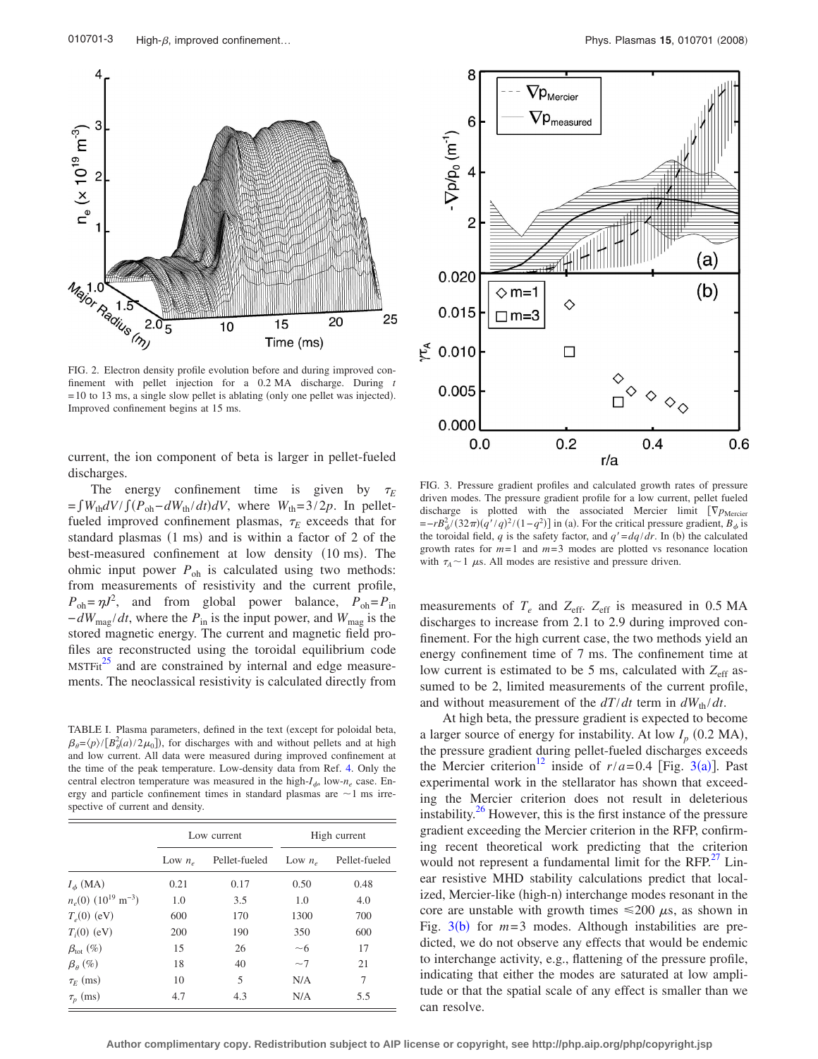FIG. 2. Electron density profile evolution before and during improved confinement with pellet injection for a 0.2 MA discharge. During $t = 10$ to 13 ms, a single slow pellet is ablating (only one pellet was injected). Improved confinement begins at 15 ms.

current, the ion component of beta is larger in pellet-fueled discharges.

The energy confinement time is given by $\tau_E = \int W_{\mathrm{th}} dV / \int (P_{\mathrm{oh}} - dW_{\mathrm{th}}/dt) dV$, where $W_{\mathrm{th}} = 3/2p$. In pellet-fueled improved confinement plasmas, $\tau_E$ exceeds that for standard plasmas (1 ms) and is within a factor of 2 of the best-measured confinement at low density (10 ms). The ohmic input power $P_{\mathrm{oh}}$ is calculated using two methods: from measurements of resistivity and the current profile, $P_{\mathrm{oh}} = \eta J^2$, and from global power balance, $P_{\mathrm{oh}} = P_{\mathrm{in}} - dW_{\mathrm{mag}}/dt$, where the $P_{\mathrm{in}}$ is the input power, and $W_{\mathrm{mag}}$ is the stored magnetic energy. The current and magnetic field profiles are reconstructed using the toroidal equilibrium code MSTFit[25] and are constrained by internal and edge measurements. The neoclassical resistivity is calculated directly from measurements of $T_e$ and $Z_{\mathrm{eff}}$. $Z_{\mathrm{eff}}$ is measured in 0.5 MA discharges to increase from 2.1 to 2.9 during improved confinement. For the high current case, the two methods yield an energy confinement time of 7 ms. The confinement time at low current is estimated to be 5 ms, calculated with $Z_{\mathrm{eff}}$ assumed to be 2, limited measurements of the current profile, and without measurement of the $dT/dt$ term in $dW_{\mathrm{th}}/dt$.

TABLE I. Plasma parameters, defined in the text (except for poloidal beta, $\beta_\theta = \langle p \rangle / [B_\theta^2(a)/2\mu_0]$), for discharges with and without pellets and at high and low current. All data were measured during improved confinement at the time of the peak temperature. Low-density data from Ref. 4. Only the central electron temperature was measured in the high-$I_\phi$, low-$n_e$ case. Energy and particle confinement times in standard plasmas are ~1 ms irrespective of current and density.

| | Low current | | High current | |
|---|---|---|---|---|
| | Low $n_e$ | Pellet-fueled | Low $n_e$ | Pellet-fueled |
| $I_\phi$ (MA) | 0.21 | 0.17 | 0.50 | 0.48 |
| $n_e(0)$ ($10^{19}$ m$^{-3}$) | 1.0 | 3.5 | 1.0 | 4.0 |
| $T_e(0)$ (eV) | 600 | 170 | 1300 | 700 |
| $T_i(0)$ (eV) | 200 | 190 | 350 | 600 |
| $\beta_{\mathrm{tot}}$ (%) | 15 | 26 | ~6 | 17 |
| $\beta_\theta$ (%) | 18 | 40 | ~7 | 21 |
| $\tau_E$ (ms) | 10 | 5 | N/A | 7 |
| $\tau_p$ (ms) | 4.7 | 4.3 | N/A | 5.5 |

FIG. 3. Pressure gradient profiles and calculated growth rates of pressure driven modes. The pressure gradient profile for a low current, pellet fueled discharge is plotted with the associated Mercier limit $[\nabla p_{\mathrm{Mercier}} = -rB_\phi^2/(32\pi)(q'/q)^2/(1-q^2)]$ in (a). For the critical pressure gradient, $B_\phi$ is the toroidal field, $q$ is the safety factor, and $q' = dq/dr$. In (b) the calculated growth rates for $m=1$ and $m=3$ modes are plotted vs resonance location with $\tau_A \sim 1$ $\mu$s. All modes are resistive and pressure driven.

At high beta, the pressure gradient is expected to become a larger source of energy for instability. At low $I_p$ (0.2 MA), the pressure gradient during pellet-fueled discharges exceeds the Mercier criterion[12] inside of $r/a = 0.4$ [Fig. 3(a)]. Past experimental work in the stellarator has shown that exceeding the Mercier criterion does not result in deleterious instability.[26] However, this is the first instance of the pressure gradient exceeding the Mercier criterion in the RFP, confirming recent theoretical work predicting that the criterion would not represent a fundamental limit for the RFP.[27] Linear resistive MHD stability calculations predict that localized, Mercier-like (high-n) interchange modes resonant in the core are unstable with growth times $\leqslant 200$ $\mu$s, as shown in Fig. 3(b) for $m=3$ modes. Although instabilities are predicted, we do not observe any effects that would be endemic to interchange activity, e.g., flattening of the pressure profile, indicating that either the modes are saturated at low amplitude or that the spatial scale of any effect is smaller than we can resolve.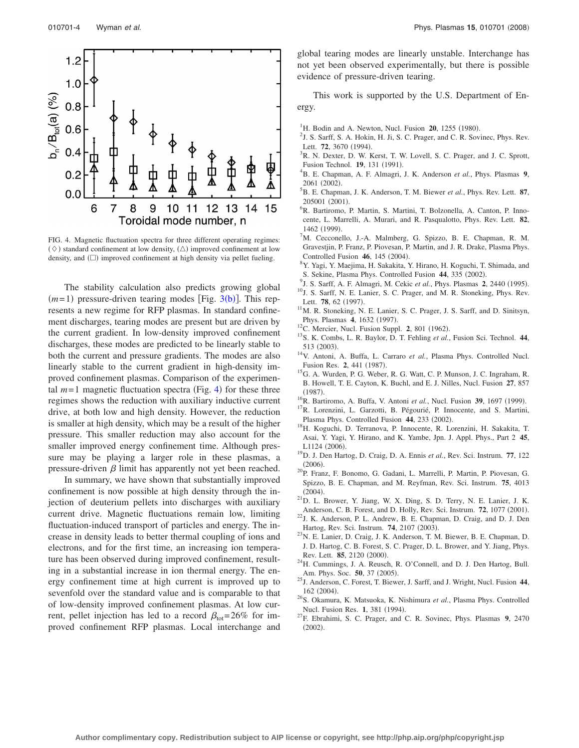$b_n/B_{tot}(a)$ (%)

1.2
1.0
0.8
0.6
0.4
0.2
0.0

6 7 8 9 10 11 12 13 14 15

Toroidal mode number, n

FIG. 4. Magnetic fluctuation spectra for three different operating regimes: (◇) standard confinement at low density, (△) improved confinement at low density, and (□) improved confinement at high density via pellet fueling.

The stability calculation also predicts growing global $(m=1)$ pressure-driven tearing modes [Fig. 3(b)]. This represents a new regime for RFP plasmas. In standard confinement discharges, tearing modes are present but are driven by the current gradient. In low-density improved confinement discharges, these modes are predicted to be linearly stable to both the current and pressure gradients. The modes are also linearly stable to the current gradient in high-density improved confinement plasmas. Comparison of the experimental $m=1$ magnetic fluctuation spectra (Fig. 4) for these three regimes shows the reduction with auxiliary inductive current drive, at both low and high density. However, the reduction is smaller at high density, which may be a result of the higher pressure. This smaller reduction may also account for the smaller improved energy confinement time. Although pressure may be playing a larger role in these plasmas, a pressure-driven $\beta$ limit has apparently not yet been reached.

In summary, we have shown that substantially improved confinement is now possible at high density through the injection of deuterium pellets into discharges with auxiliary current drive. Magnetic fluctuations remain low, limiting fluctuation-induced transport of particles and energy. The increase in density leads to better thermal coupling of ions and electrons, and for the first time, an increasing ion temperature has been observed during improved confinement, resulting in a substantial increase in ion thermal energy. The energy confinement time at high current is improved up to sevenfold over the standard value and is comparable to that of low-density improved confinement plasmas. At low current, pellet injection has led to a record $\beta_{tot}=26\%$ for improved confinement RFP plasmas. Local interchange and global tearing modes are linearly unstable. Interchange has not yet been observed experimentally, but there is possible evidence of pressure-driven tearing.

This work is supported by the U.S. Department of Energy.

[1] H. Bodin and A. Newton, Nucl. Fusion **20**, 1255 (1980).
[2] J. S. Sarff, S. A. Hokin, H. Ji, S. C. Prager, and C. R. Sovinec, Phys. Rev. Lett. **72**, 3670 (1994).
[3] R. N. Dexter, D. W. Kerst, T. W. Lovell, S. C. Prager, and J. C. Sprott, Fusion Technol. **19**, 131 (1991).
[4] B. E. Chapman, A. F. Almagri, J. K. Anderson *et al.*, Phys. Plasmas **9**, 2061 (2002).
[5] B. E. Chapman, J. K. Anderson, T. M. Biewer *et al.*, Phys. Rev. Lett. **87**, 205001 (2001).
[6] R. Bartiromo, P. Martin, S. Martini, T. Bolzonella, A. Canton, P. Innocente, L. Marrelli, A. Murari, and R. Pasqualotto, Phys. Rev. Lett. **82**, 1462 (1999).
[7] M. Cecconello, J.-A. Malmberg, G. Spizzo, B. E. Chapman, R. M. Gravestjin, P. Franz, P. Piovesan, P. Martin, and J. R. Drake, Plasma Phys. Controlled Fusion **46**, 145 (2004).
[8] Y. Yagi, Y. Maejima, H. Sakakita, Y. Hirano, H. Koguchi, T. Shimada, and S. Sekine, Plasma Phys. Controlled Fusion **44**, 335 (2002).
[9] J. S. Sarff, A. F. Almagri, M. Cekic *et al.*, Phys. Plasmas **2**, 2440 (1995).
[10] J. S. Sarff, N. E. Lanier, S. C. Prager, and M. R. Stoneking, Phys. Rev. Lett. **78**, 62 (1997).
[11] M. R. Stoneking, N. E. Lanier, S. C. Prager, J. S. Sarff, and D. Sinitsyn, Phys. Plasmas **4**, 1632 (1997).
[12] C. Mercier, Nucl. Fusion Suppl. **2**, 801 (1962).
[13] S. K. Combs, L. R. Baylor, D. T. Fehling *et al.*, Fusion Sci. Technol. **44**, 513 (2003).
[14] V. Antoni, A. Buffa, L. Carraro *et al.*, Plasma Phys. Controlled Nucl. Fusion Res. **2**, 441 (1987).
[15] G. A. Wurden, P. G. Weber, R. G. Watt, C. P. Munson, J. C. Ingraham, R. B. Howell, T. E. Cayton, K. Buchl, and E. J. Nilles, Nucl. Fusion **27**, 857 (1987).
[16] R. Bartiromo, A. Buffa, V. Antoni *et al.*, Nucl. Fusion **39**, 1697 (1999).
[17] R. Lorenzini, L. Garzotti, B. Pégourié, P. Innocente, and S. Martini, Plasma Phys. Controlled Fusion **44**, 233 (2002).
[18] H. Koguchi, D. Terranova, P. Innocente, R. Lorenzini, H. Sakakita, T. Asai, Y. Yagi, Y. Hirano, and K. Yambe, Jpn. J. Appl. Phys., Part 2 **45**, L1124 (2006).
[19] D. J. Den Hartog, D. Craig, D. A. Ennis *et al.*, Rev. Sci. Instrum. **77**, 122 (2006).
[20] P. Franz, F. Bonomo, G. Gadani, L. Marrelli, P. Martin, P. Piovesan, G. Spizzo, B. E. Chapman, and M. Reyfman, Rev. Sci. Instrum. **75**, 4013 (2004).
[21] D. L. Brower, Y. Jiang, W. X. Ding, S. D. Terry, N. E. Lanier, J. K. Anderson, C. B. Forest, and D. Holly, Rev. Sci. Instrum. **72**, 1077 (2001).
[22] J. K. Anderson, P. L. Andrew, B. E. Chapman, D. Craig, and D. J. Den Hartog, Rev. Sci. Instrum. **74**, 2107 (2003).
[23] N. E. Lanier, D. Craig, J. K. Anderson, T. M. Biewer, B. E. Chapman, D. J. D. Hartog, C. B. Forest, S. C. Prager, D. L. Brower, and Y. Jiang, Phys. Rev. Lett. **85**, 2120 (2000).
[24] H. Cummings, J. A. Reusch, R. O'Connell, and D. J. Den Hartog, Bull. Am. Phys. Soc. **50**, 37 (2005).
[25] J. Anderson, C. Forest, T. Biewer, J. Sarff, and J. Wright, Nucl. Fusion **44**, 162 (2004).
[26] S. Okamura, K. Matsuoka, K. Nishimura *et al.*, Plasma Phys. Controlled Nucl. Fusion Res. **1**, 381 (1994).
[27] F. Ebrahimi, S. C. Prager, and C. R. Sovinec, Phys. Plasmas **9**, 2470 (2002).